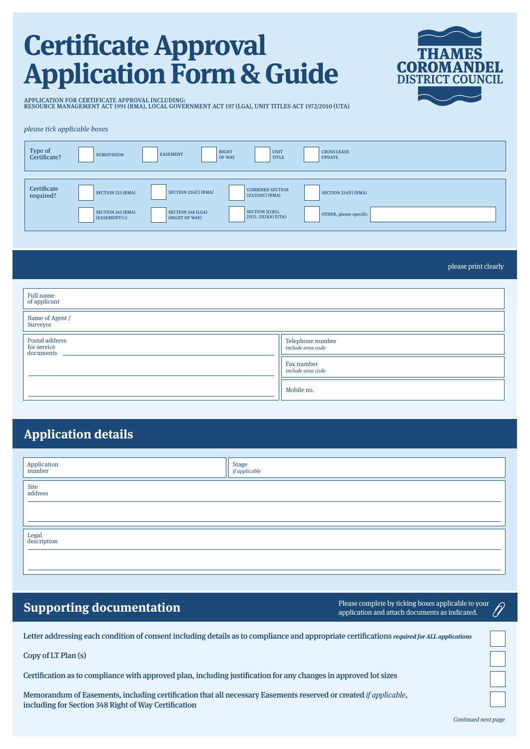# Certificate Approval Application Form & Guide

THAMES COROMANDEL DISTRICT COUNCIL

APPLICATION FOR CERTIFICATE APPROVAL INCLUDING:
RESOURCE MANAGEMENT ACT 1991 (RMA), LOCAL GOVERNMENT ACT 197 (LGA), UNIT TITLES ACT 1972/2010 (UTA)

*please tick applicable boxes*

**Type of Certificate?**

- [ ] SUBDIVISION
- [ ] EASEMENT
- [ ] RIGHT OF WAY
- [ ] UNIT TITLE
- [ ] CROSS LEASE UPDATE

**Certificate required?**

- [ ] SECTION 223 (RMA)
- [ ] SECTION 224(C) (RMA)
- [ ] COMBINED SECTION 223/224(C) (RMA)
- [ ] SECTION 224(F) (RMA)
- [ ] SECTION 243 (RMA) (EASEMENT(S))
- [ ] SECTION 348 (LGA) (RIGHT OF WAY)
- [ ] SECTION 5(1)(G), 25(5), 32(2)(A) (UTA)
- [ ] OTHER, please specify: ______

please print clearly

| | |
|---|---|
| Full name of applicant | |
| Name of Agent / Surveyor | |

| | |
|---|---|
| Postal address for service documents | Telephone number *include area code* |
| | Fax number *include area code* |
| | Mobile no. |

## Application details

| | |
|---|---|
| Application number | Stage *if applicable* |
| Site address | |
| Legal description | |

## Supporting documentation

Please complete by ticking boxes applicable to your application and attach documents as indicated.

- [ ] Letter addressing each condition of consent including details as to compliance and appropriate certifications ***required for ALL applications***
- [ ] Copy of LT Plan (s)
- [ ] Certification as to compliance with approved plan, including justification for any changes in approved lot sizes
- [ ] Memorandum of Easements, including certification that all necessary Easements reserved or created *if applicable*, including for Section 348 Right of Way Certification

*Continued next page*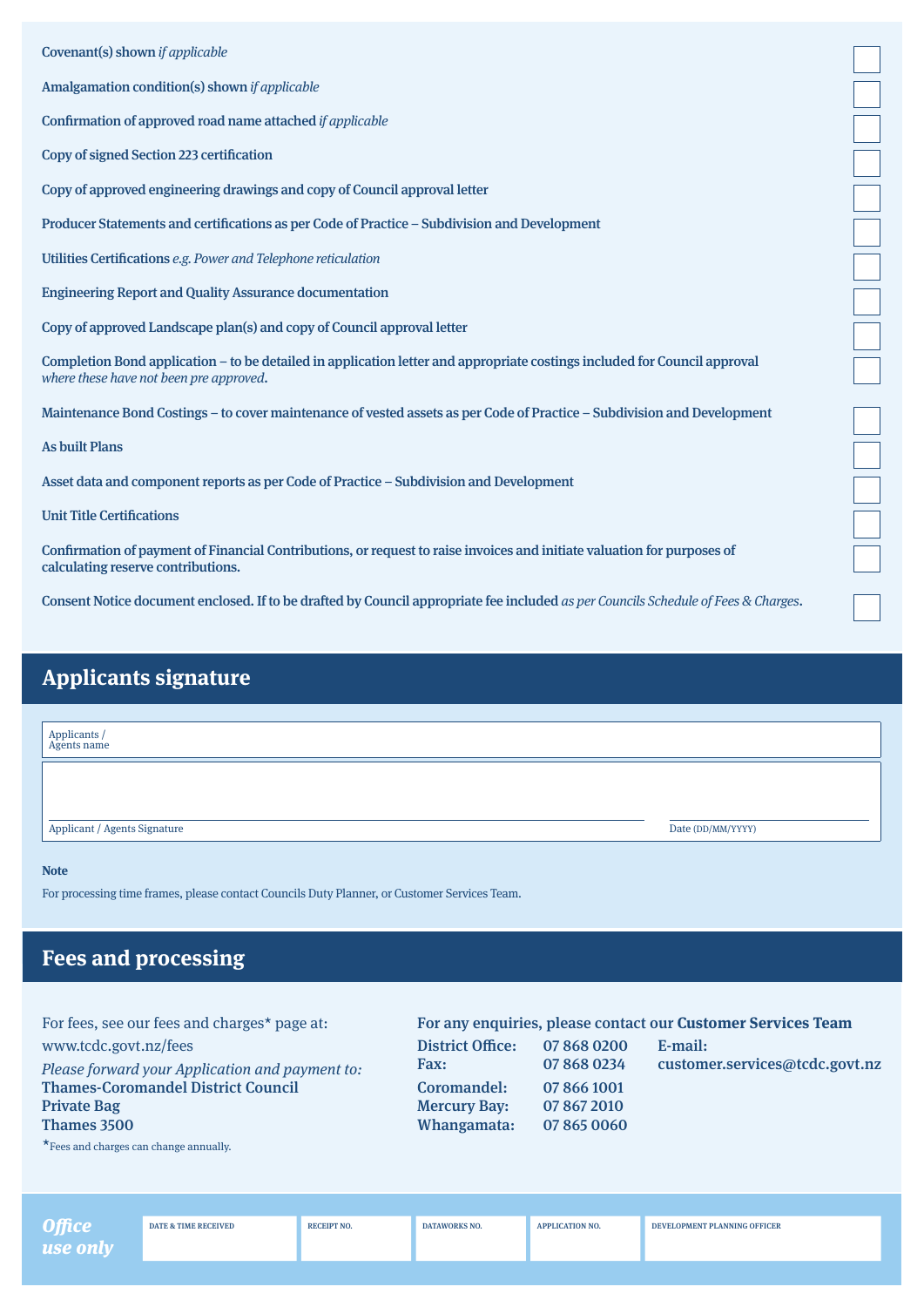- [ ] Covenant(s) shown *if applicable*
- [ ] Amalgamation condition(s) shown *if applicable*
- [ ] Confirmation of approved road name attached *if applicable*
- [ ] Copy of signed Section 223 certification
- [ ] Copy of approved engineering drawings and copy of Council approval letter
- [ ] Producer Statements and certifications as per Code of Practice – Subdivision and Development
- [ ] Utilities Certifications *e.g. Power and Telephone reticulation*
- [ ] Engineering Report and Quality Assurance documentation
- [ ] Copy of approved Landscape plan(s) and copy of Council approval letter
- [ ] Completion Bond application – to be detailed in application letter and appropriate costings included for Council approval *where these have not been pre approved*.
- [ ] Maintenance Bond Costings – to cover maintenance of vested assets as per Code of Practice – Subdivision and Development
- [ ] As built Plans
- [ ] Asset data and component reports as per Code of Practice – Subdivision and Development
- [ ] Unit Title Certifications
- [ ] Confirmation of payment of Financial Contributions, or request to raise invoices and initiate valuation for purposes of calculating reserve contributions.
- [ ] Consent Notice document enclosed. If to be drafted by Council appropriate fee included *as per Councils Schedule of Fees & Charges*.

## Applicants signature

Applicants / Agents name

Applicant / Agents Signature

Date (DD/MM/YYYY)

**Note**

For processing time frames, please contact Councils Duty Planner, or Customer Services Team.

## Fees and processing

For fees, see our fees and charges* page at:
www.tcdc.govt.nz/fees

*Please forward your Application and payment to:*
**Thames-Coromandel District Council**
**Private Bag**
**Thames 3500**

*Fees and charges can change annually.

**For any enquiries, please contact our Customer Services Team**

| | | |
|---|---|---|
| **District Office:** | **07 868 0200** | **E-mail:** |
| **Fax:** | **07 868 0234** | **customer.services@tcdc.govt.nz** |
| **Coromandel:** | **07 866 1001** | |
| **Mercury Bay:** | **07 867 2010** | |
| **Whangamata:** | **07 865 0060** | |

***Office use only***

| DATE & TIME RECEIVED | RECEIPT NO. | DATAWORKS NO. | APPLICATION NO. | DEVELOPMENT PLANNING OFFICER |
|---|---|---|---|---|
| | | | | |